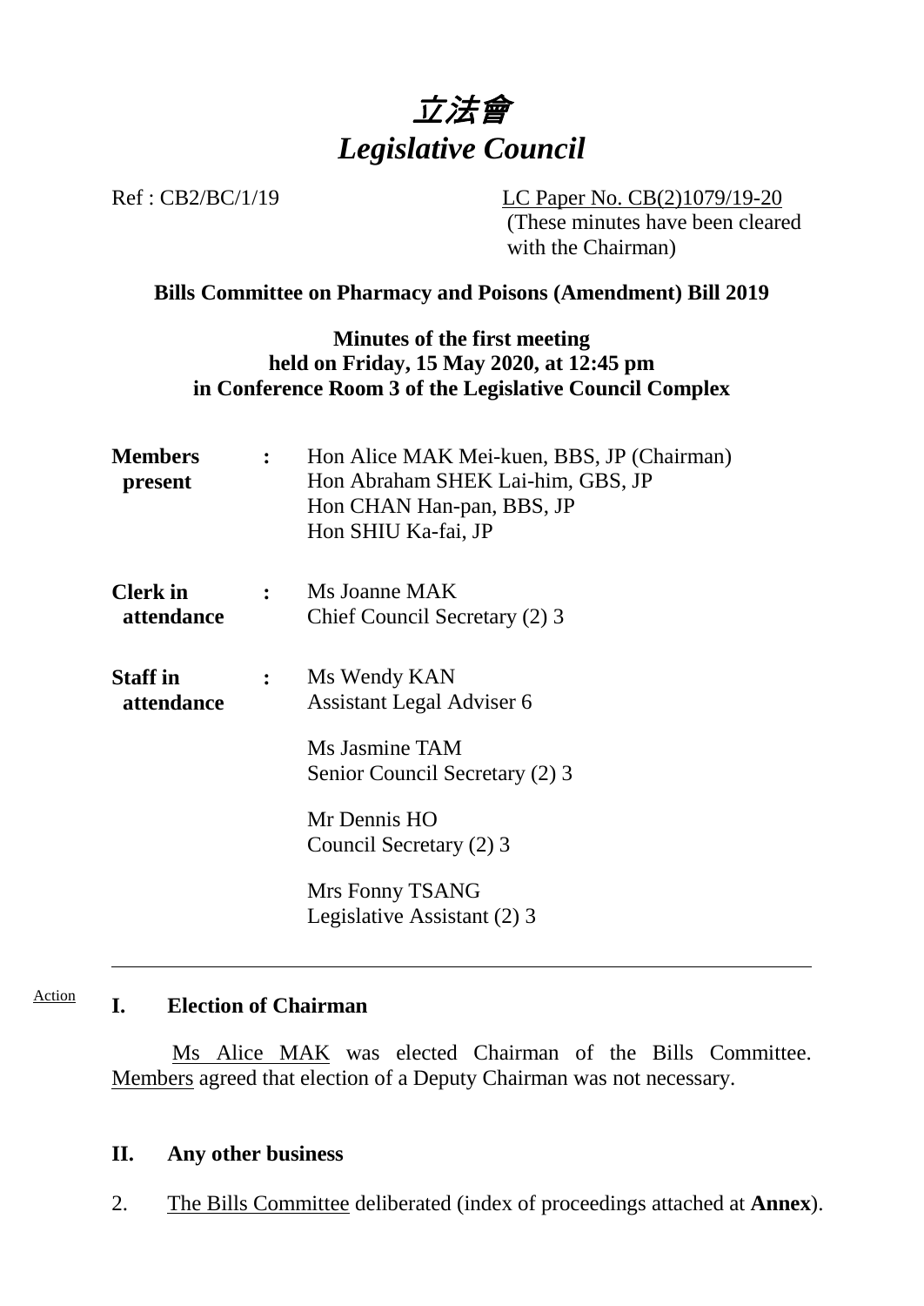# *立法會*
# *Legislative Council*

Ref : CB2/BC/1/19

LC Paper No. CB(2)1079/19-20
(These minutes have been cleared with the Chairman)

**Bills Committee on Pharmacy and Poisons (Amendment) Bill 2019**

**Minutes of the first meeting**
**held on Friday, 15 May 2020, at 12:45 pm**
**in Conference Room 3 of the Legislative Council Complex**

| | | |
|---|---|---|
| **Members present** | **:** | Hon Alice MAK Mei-kuen, BBS, JP (Chairman)<br>Hon Abraham SHEK Lai-him, GBS, JP<br>Hon CHAN Han-pan, BBS, JP<br>Hon SHIU Ka-fai, JP |
| **Clerk in attendance** | **:** | Ms Joanne MAK<br>Chief Council Secretary (2) 3 |
| **Staff in attendance** | **:** | Ms Wendy KAN<br>Assistant Legal Adviser 6<br><br>Ms Jasmine TAM<br>Senior Council Secretary (2) 3<br><br>Mr Dennis HO<br>Council Secretary (2) 3<br><br>Mrs Fonny TSANG<br>Legislative Assistant (2) 3 |

---

Action

## I. Election of Chairman

Ms Alice MAK was elected Chairman of the Bills Committee. Members agreed that election of a Deputy Chairman was not necessary.

## II. Any other business

2. The Bills Committee deliberated (index of proceedings attached at **Annex**).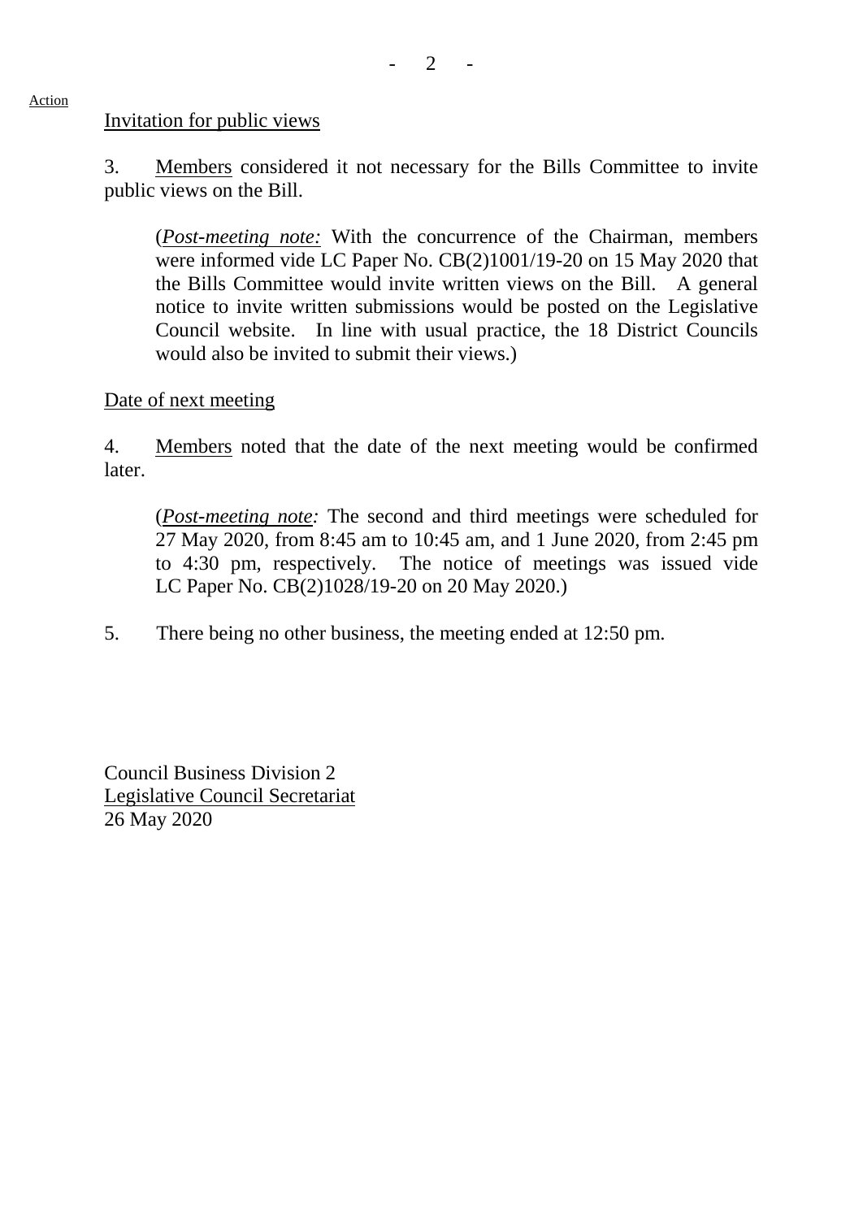Action

Invitation for public views

3. Members considered it not necessary for the Bills Committee to invite public views on the Bill.

> (*Post-meeting note:* With the concurrence of the Chairman, members were informed vide LC Paper No. CB(2)1001/19-20 on 15 May 2020 that the Bills Committee would invite written views on the Bill. A general notice to invite written submissions would be posted on the Legislative Council website. In line with usual practice, the 18 District Councils would also be invited to submit their views.)

Date of next meeting

4. Members noted that the date of the next meeting would be confirmed later.

> (*Post-meeting note:* The second and third meetings were scheduled for 27 May 2020, from 8:45 am to 10:45 am, and 1 June 2020, from 2:45 pm to 4:30 pm, respectively. The notice of meetings was issued vide LC Paper No. CB(2)1028/19-20 on 20 May 2020.)

5. There being no other business, the meeting ended at 12:50 pm.

Council Business Division 2
Legislative Council Secretariat
26 May 2020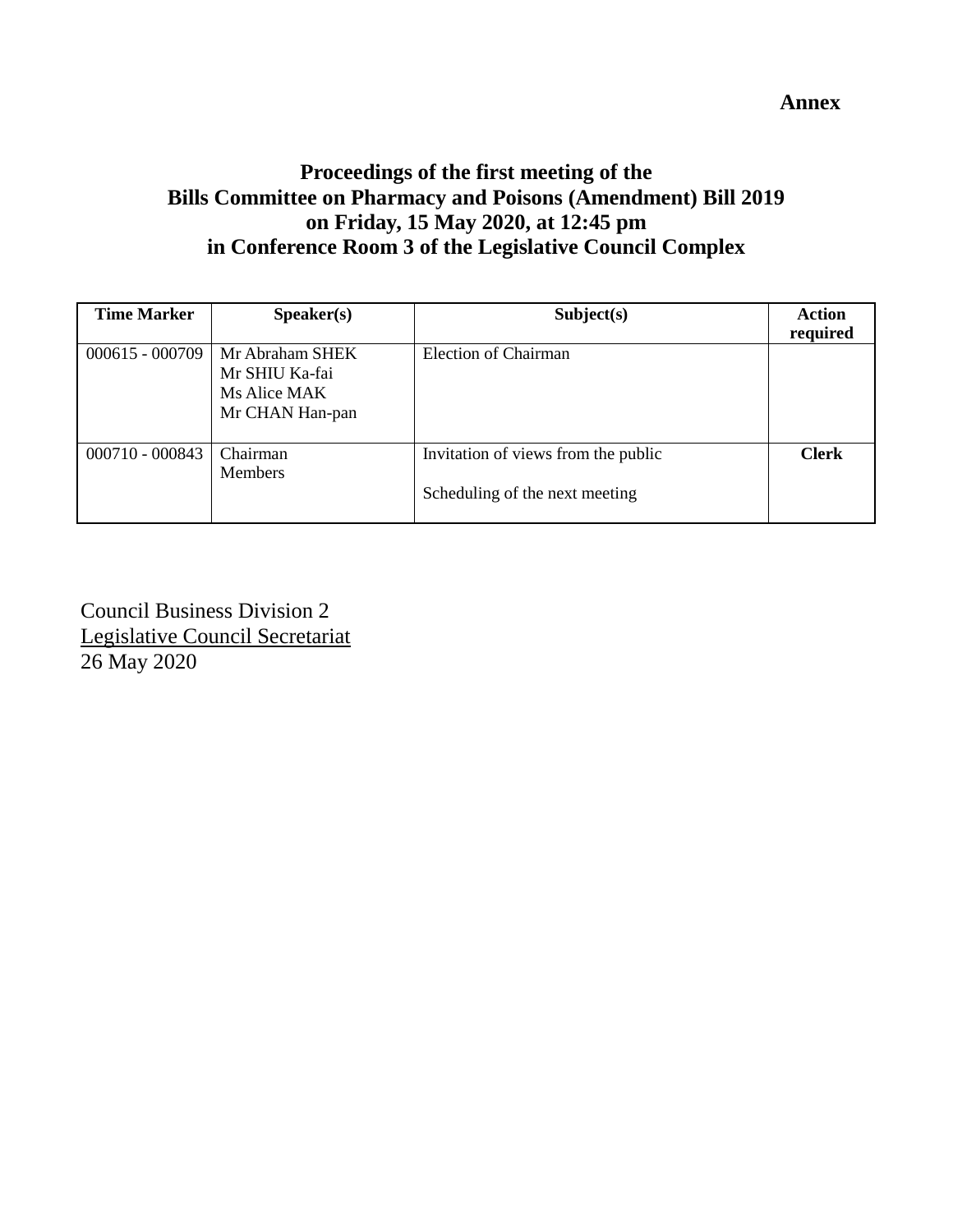**Annex**

# Proceedings of the first meeting of the Bills Committee on Pharmacy and Poisons (Amendment) Bill 2019 on Friday, 15 May 2020, at 12:45 pm in Conference Room 3 of the Legislative Council Complex

| Time Marker | Speaker(s) | Subject(s) | Action required |
|---|---|---|---|
| 000615 - 000709 | Mr Abraham SHEK<br>Mr SHIU Ka-fai<br>Ms Alice MAK<br>Mr CHAN Han-pan | Election of Chairman | |
| 000710 - 000843 | Chairman<br>Members | Invitation of views from the public<br><br>Scheduling of the next meeting | **Clerk** |

Council Business Division 2
Legislative Council Secretariat
26 May 2020